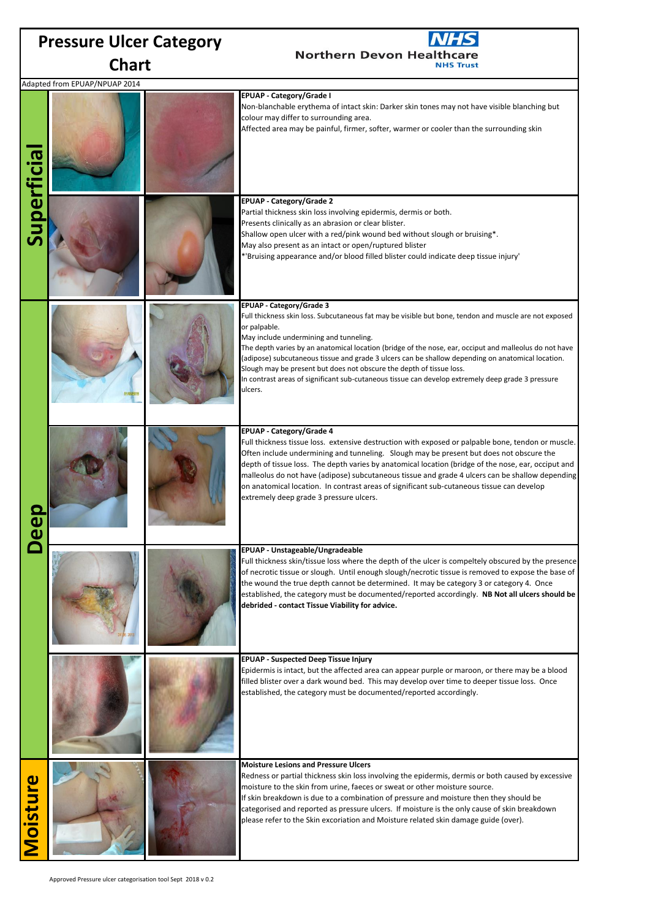# Pressure Ulcer Category Chart

Northern Devon Healthcare NHS Trust

Adapted from EPUAP/NPUAP 2014

## Superficial

**EPUAP - Category/Grade I**

Non-blanchable erythema of intact skin: Darker skin tones may not have visible blanching but colour may differ to surrounding area.

Affected area may be painful, firmer, softer, warmer or cooler than the surrounding skin

**EPUAP - Category/Grade 2**

Partial thickness skin loss involving epidermis, dermis or both.

Presents clinically as an abrasion or clear blister.

Shallow open ulcer with a red/pink wound bed without slough or bruising*.

May also present as an intact or open/ruptured blister

*'Bruising appearance and/or blood filled blister could indicate deep tissue injury'

## Deep

**EPUAP - Category/Grade 3**

Full thickness skin loss. Subcutaneous fat may be visible but bone, tendon and muscle are not exposed or palpable.

May include undermining and tunneling.

The depth varies by an anatomical location (bridge of the nose, ear, occiput and malleolus do not have (adipose) subcutaneous tissue and grade 3 ulcers can be shallow depending on anatomical location.

Slough may be present but does not obscure the depth of tissue loss.

In contrast areas of significant sub-cutaneous tissue can develop extremely deep grade 3 pressure ulcers.

**EPUAP - Category/Grade 4**

Full thickness tissue loss. extensive destruction with exposed or palpable bone, tendon or muscle. Often include undermining and tunneling. Slough may be present but does not obscure the depth of tissue loss. The depth varies by anatomical location (bridge of the nose, ear, occiput and malleolus do not have (adipose) subcutaneous tissue and grade 4 ulcers can be shallow depending on anatomical location. In contrast areas of significant sub-cutaneous tissue can develop extremely deep grade 3 pressure ulcers.

**EPUAP - Unstageable/Ungradeable**

Full thickness skin/tissue loss where the depth of the ulcer is compeltely obscured by the presence of necrotic tissue or slough. Until enough slough/necrotic tissue is removed to expose the base of the wound the true depth cannot be determined. It may be category 3 or category 4. Once established, the category must be documented/reported accordingly. **NB Not all ulcers should be debrided - contact Tissue Viability for advice.**

**EPUAP - Suspected Deep Tissue Injury**

Epidermis is intact, but the affected area can appear purple or maroon, or there may be a blood filled blister over a dark wound bed. This may develop over time to deeper tissue loss. Once established, the category must be documented/reported accordingly.

## Moisture

**Moisture Lesions and Pressure Ulcers**

Redness or partial thickness skin loss involving the epidermis, dermis or both caused by excessive moisture to the skin from urine, faeces or sweat or other moisture source.

If skin breakdown is due to a combination of pressure and moisture then they should be categorised and reported as pressure ulcers. If moisture is the only cause of skin breakdown please refer to the Skin excoriation and Moisture related skin damage guide (over).

Approved Pressure ulcer categorisation tool Sept 2018 v 0.2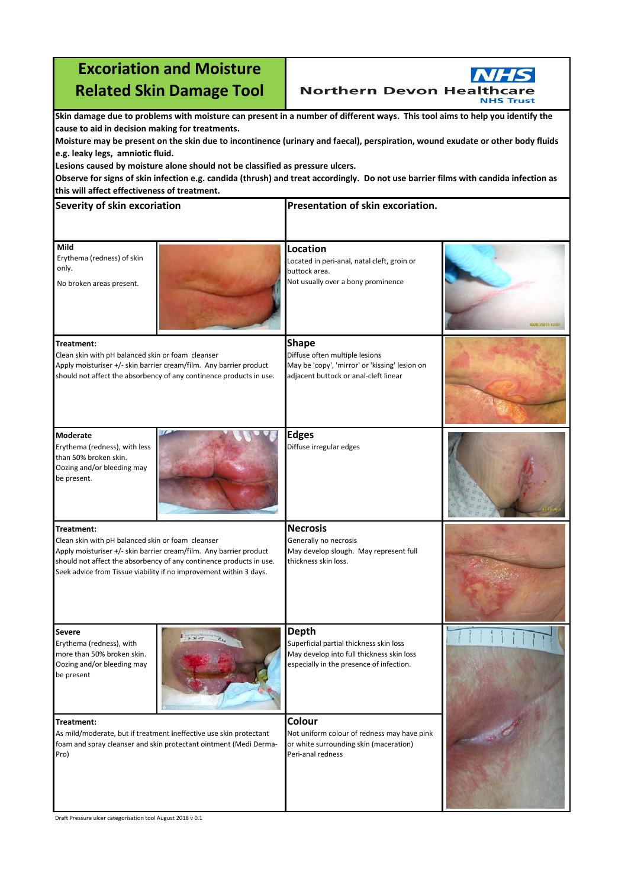# Excoriation and Moisture Related Skin Damage Tool

Northern Devon Healthcare NHS Trust

**Skin damage due to problems with moisture can present in a number of different ways. This tool aims to help you identify the cause to aid in decision making for treatments.**

**Moisture may be present on the skin due to incontinence (urinary and faecal), perspiration, wound exudate or other body fluids e.g. leaky legs, amniotic fluid.**

**Lesions caused by moisture alone should not be classified as pressure ulcers.**

**Observe for signs of skin infection e.g. candida (thrush) and treat accordingly. Do not use barrier films with candida infection as this will affect effectiveness of treatment.**

## Severity of skin excoriation

### Mild

Erythema (redness) of skin only.

No broken areas present.

**Treatment:**

Clean skin with pH balanced skin or foam cleanser

Apply moisturiser +/- skin barrier cream/film. Any barrier product should not affect the absorbency of any continence products in use.

### Moderate

Erythema (redness), with less than 50% broken skin.

Oozing and/or bleeding may be present.

**Treatment:**

Clean skin with pH balanced skin or foam cleanser

Apply moisturiser +/- skin barrier cream/film. Any barrier product should not affect the absorbency of any continence products in use.

Seek advice from Tissue viability if no improvement within 3 days.

### Severe

Erythema (redness), with more than 50% broken skin.

Oozing and/or bleeding may be present

**Treatment:**

As mild/moderate, but if treatment ineffective use skin protectant foam and spray cleanser and skin protectant ointment (Medi Derma-Pro)

## Presentation of skin excoriation.

### Location

Located in peri-anal, natal cleft, groin or buttock area.

Not usually over a bony prominence

### Shape

Diffuse often multiple lesions

May be 'copy', 'mirror' or 'kissing' lesion on adjacent buttock or anal-cleft linear

### Edges

Diffuse irregular edges

### Necrosis

Generally no necrosis

May develop slough. May represent full thickness skin loss.

### Depth

Superficial partial thickness skin loss

May develop into full thickness skin loss especially in the presence of infection.

### Colour

Not uniform colour of redness may have pink or white surrounding skin (maceration)

Peri-anal redness

Draft Pressure ulcer categorisation tool August 2018 v 0.1